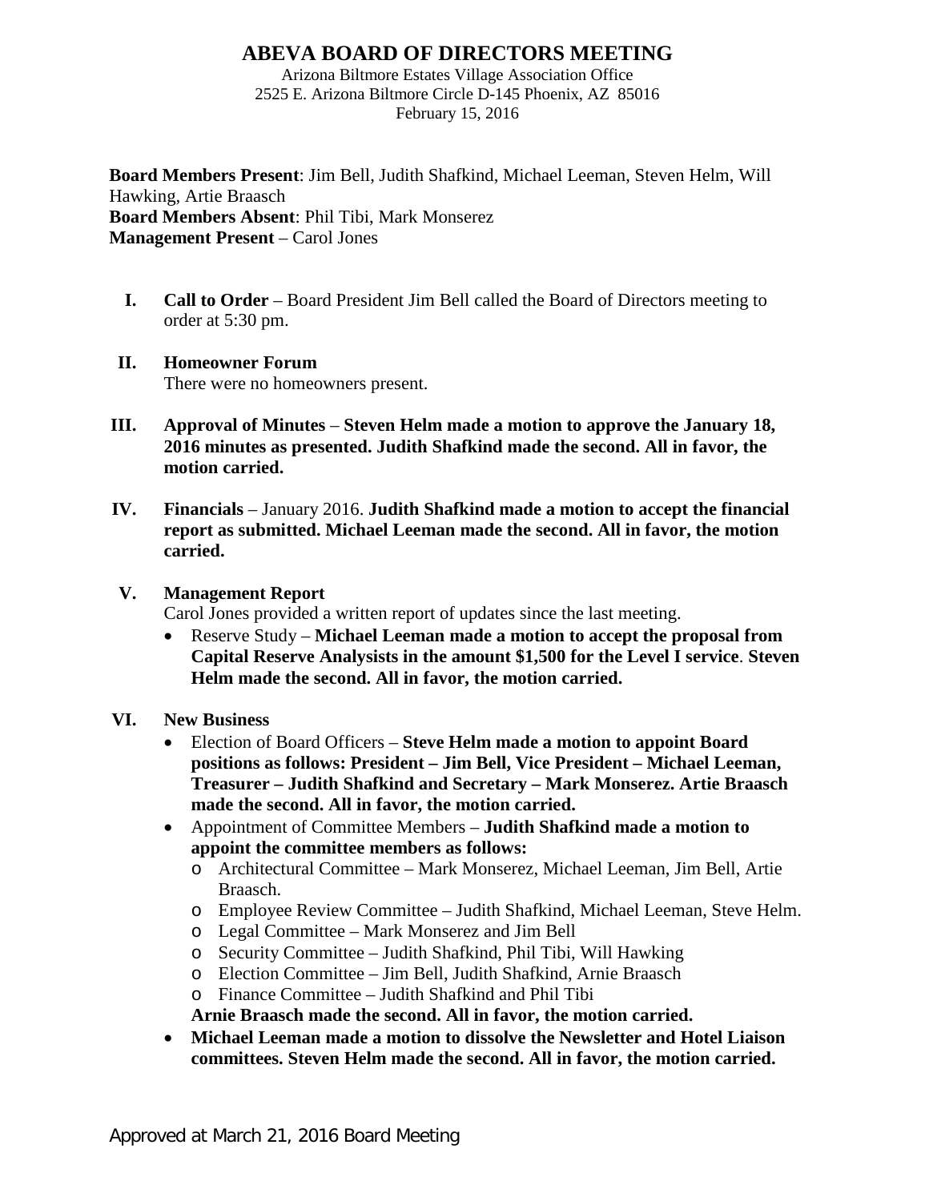# ABEVA BOARD OF DIRECTORS MEETING

Arizona Biltmore Estates Village Association Office
2525 E. Arizona Biltmore Circle D-145 Phoenix, AZ 85016
February 15, 2016

**Board Members Present**: Jim Bell, Judith Shafkind, Michael Leeman, Steven Helm, Will Hawking, Artie Braasch
**Board Members Absent**: Phil Tibi, Mark Monserez
**Management Present** – Carol Jones

I. **Call to Order** – Board President Jim Bell called the Board of Directors meeting to order at 5:30 pm.

II. **Homeowner Forum**
There were no homeowners present.

III. **Approval of Minutes** – **Steven Helm made a motion to approve the January 18, 2016 minutes as presented. Judith Shafkind made the second. All in favor, the motion carried.**

IV. **Financials** – January 2016. **Judith Shafkind made a motion to accept the financial report as submitted. Michael Leeman made the second. All in favor, the motion carried.**

V. **Management Report**
Carol Jones provided a written report of updates since the last meeting.
- Reserve Study – **Michael Leeman made a motion to accept the proposal from Capital Reserve Analysists in the amount $1,500 for the Level I service**. **Steven Helm made the second. All in favor, the motion carried.**

VI. **New Business**
- Election of Board Officers – **Steve Helm made a motion to appoint Board positions as follows: President – Jim Bell, Vice President – Michael Leeman, Treasurer – Judith Shafkind and Secretary – Mark Monserez. Artie Braasch made the second. All in favor, the motion carried.**
- Appointment of Committee Members – **Judith Shafkind made a motion to appoint the committee members as follows:**
  - Architectural Committee – Mark Monserez, Michael Leeman, Jim Bell, Artie Braasch.
  - Employee Review Committee – Judith Shafkind, Michael Leeman, Steve Helm.
  - Legal Committee – Mark Monserez and Jim Bell
  - Security Committee – Judith Shafkind, Phil Tibi, Will Hawking
  - Election Committee – Jim Bell, Judith Shafkind, Arnie Braasch
  - Finance Committee – Judith Shafkind and Phil Tibi

  **Arnie Braasch made the second. All in favor, the motion carried.**
- **Michael Leeman made a motion to dissolve the Newsletter and Hotel Liaison committees. Steven Helm made the second. All in favor, the motion carried.**

Approved at March 21, 2016 Board Meeting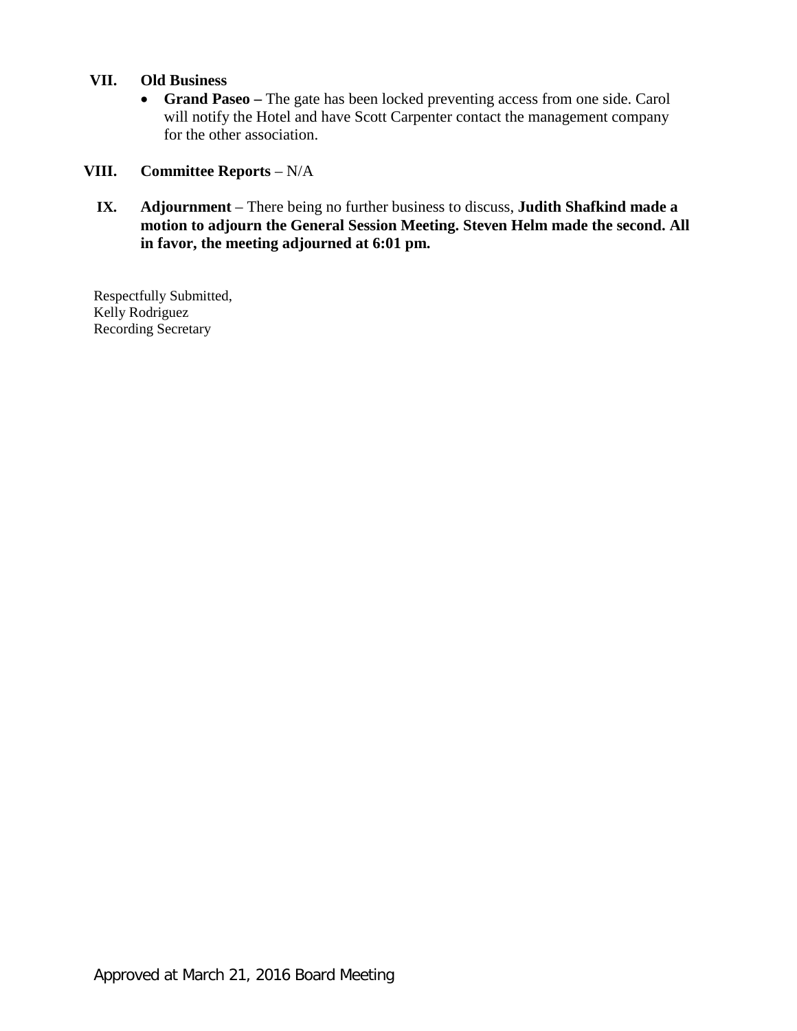**VII. Old Business**

- **Grand Paseo –** The gate has been locked preventing access from one side. Carol will notify the Hotel and have Scott Carpenter contact the management company for the other association.

**VIII. Committee Reports** – N/A

**IX. Adjournment** – There being no further business to discuss, **Judith Shafkind made a motion to adjourn the General Session Meeting. Steven Helm made the second. All in favor, the meeting adjourned at 6:01 pm.**

Respectfully Submitted,
Kelly Rodriguez
Recording Secretary

Approved at March 21, 2016 Board Meeting